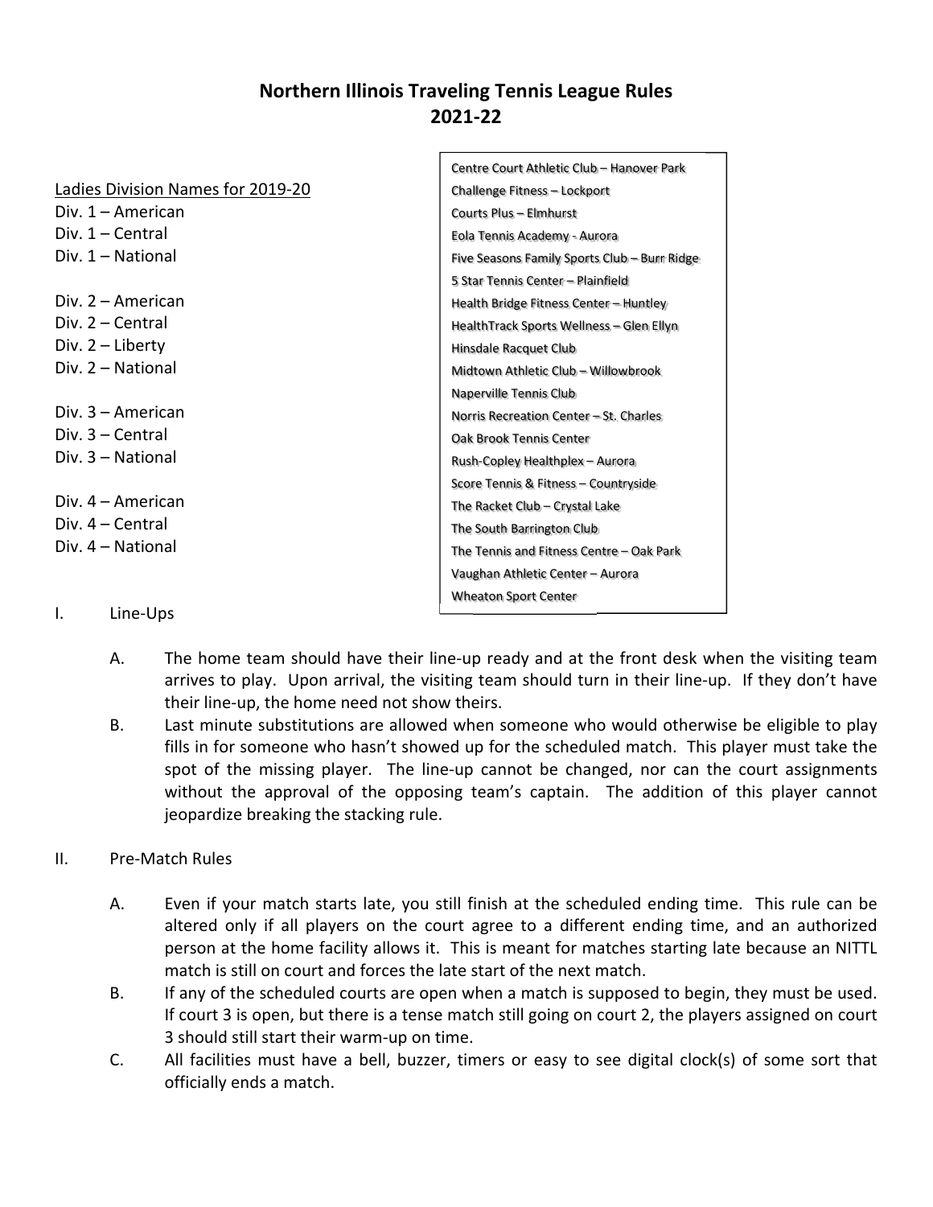# Northern Illinois Traveling Tennis League Rules
## 2021-22

Ladies Division Names for 2019-20

Div. 1 – American
Div. 1 – Central
Div. 1 – National

Div. 2 – American
Div. 2 – Central
Div. 2 – Liberty
Div. 2 – National

Div. 3 – American
Div. 3 – Central
Div. 3 – National

Div. 4 – American
Div. 4 – Central
Div. 4 – National

Centre Court Athletic Club – Hanover Park
Challenge Fitness – Lockport
Courts Plus – Elmhurst
Eola Tennis Academy - Aurora
Five Seasons Family Sports Club – Burr Ridge
5 Star Tennis Center – Plainfield
Health Bridge Fitness Center – Huntley
HealthTrack Sports Wellness – Glen Ellyn
Hinsdale Racquet Club
Midtown Athletic Club – Willowbrook
Naperville Tennis Club
Norris Recreation Center – St. Charles
Oak Brook Tennis Center
Rush-Copley Healthplex – Aurora
Score Tennis & Fitness – Countryside
The Racket Club – Crystal Lake
The South Barrington Club
The Tennis and Fitness Centre – Oak Park
Vaughan Athletic Center – Aurora
Wheaton Sport Center

I. Line-Ups

A. The home team should have their line-up ready and at the front desk when the visiting team arrives to play. Upon arrival, the visiting team should turn in their line-up. If they don't have their line-up, the home need not show theirs.

B. Last minute substitutions are allowed when someone who would otherwise be eligible to play fills in for someone who hasn't showed up for the scheduled match. This player must take the spot of the missing player. The line-up cannot be changed, nor can the court assignments without the approval of the opposing team's captain. The addition of this player cannot jeopardize breaking the stacking rule.

II. Pre-Match Rules

A. Even if your match starts late, you still finish at the scheduled ending time. This rule can be altered only if all players on the court agree to a different ending time, and an authorized person at the home facility allows it. This is meant for matches starting late because an NITTL match is still on court and forces the late start of the next match.

B. If any of the scheduled courts are open when a match is supposed to begin, they must be used. If court 3 is open, but there is a tense match still going on court 2, the players assigned on court 3 should still start their warm-up on time.

C. All facilities must have a bell, buzzer, timers or easy to see digital clock(s) of some sort that officially ends a match.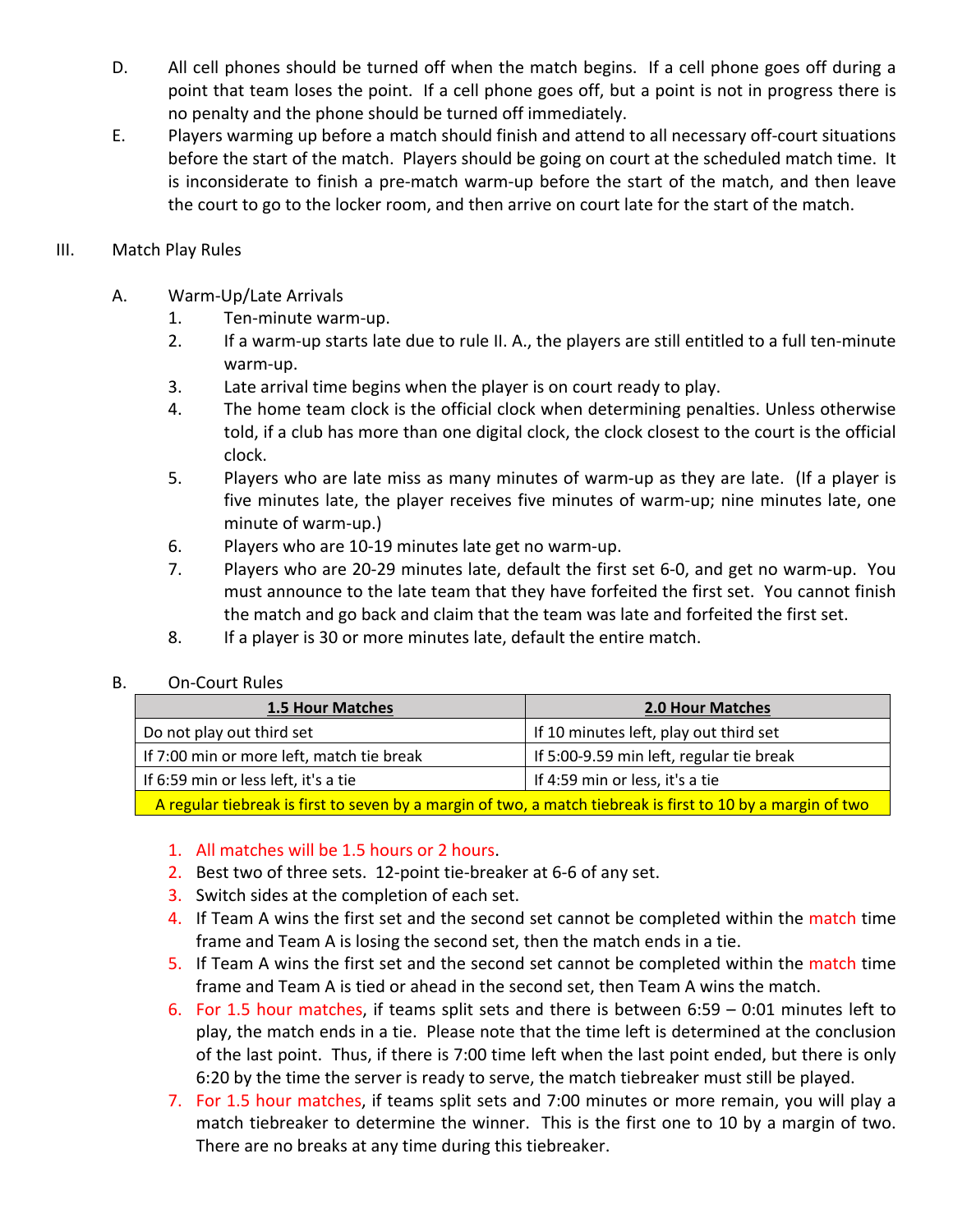D. All cell phones should be turned off when the match begins. If a cell phone goes off during a point that team loses the point. If a cell phone goes off, but a point is not in progress there is no penalty and the phone should be turned off immediately.

E. Players warming up before a match should finish and attend to all necessary off-court situations before the start of the match. Players should be going on court at the scheduled match time. It is inconsiderate to finish a pre-match warm-up before the start of the match, and then leave the court to go to the locker room, and then arrive on court late for the start of the match.

## III. Match Play Rules

### A. Warm-Up/Late Arrivals

1. Ten-minute warm-up.
2. If a warm-up starts late due to rule II. A., the players are still entitled to a full ten-minute warm-up.
3. Late arrival time begins when the player is on court ready to play.
4. The home team clock is the official clock when determining penalties. Unless otherwise told, if a club has more than one digital clock, the clock closest to the court is the official clock.
5. Players who are late miss as many minutes of warm-up as they are late. (If a player is five minutes late, the player receives five minutes of warm-up; nine minutes late, one minute of warm-up.)
6. Players who are 10-19 minutes late get no warm-up.
7. Players who are 20-29 minutes late, default the first set 6-0, and get no warm-up. You must announce to the late team that they have forfeited the first set. You cannot finish the match and go back and claim that the team was late and forfeited the first set.
8. If a player is 30 or more minutes late, default the entire match.

### B. On-Court Rules

| **1.5 Hour Matches** | **2.0 Hour Matches** |
|---|---|
| Do not play out third set | If 10 minutes left, play out third set |
| If 7:00 min or more left, match tie break | If 5:00-9.59 min left, regular tie break |
| If 6:59 min or less left, it's a tie | If 4:59 min or less, it's a tie |
| A regular tiebreak is first to seven by a margin of two, a match tiebreak is first to 10 by a margin of two | |

1. All matches will be 1.5 hours or 2 hours.
2. Best two of three sets. 12-point tie-breaker at 6-6 of any set.
3. Switch sides at the completion of each set.
4. If Team A wins the first set and the second set cannot be completed within the match time frame and Team A is losing the second set, then the match ends in a tie.
5. If Team A wins the first set and the second set cannot be completed within the match time frame and Team A is tied or ahead in the second set, then Team A wins the match.
6. For 1.5 hour matches, if teams split sets and there is between 6:59 – 0:01 minutes left to play, the match ends in a tie. Please note that the time left is determined at the conclusion of the last point. Thus, if there is 7:00 time left when the last point ended, but there is only 6:20 by the time the server is ready to serve, the match tiebreaker must still be played.
7. For 1.5 hour matches, if teams split sets and 7:00 minutes or more remain, you will play a match tiebreaker to determine the winner. This is the first one to 10 by a margin of two. There are no breaks at any time during this tiebreaker.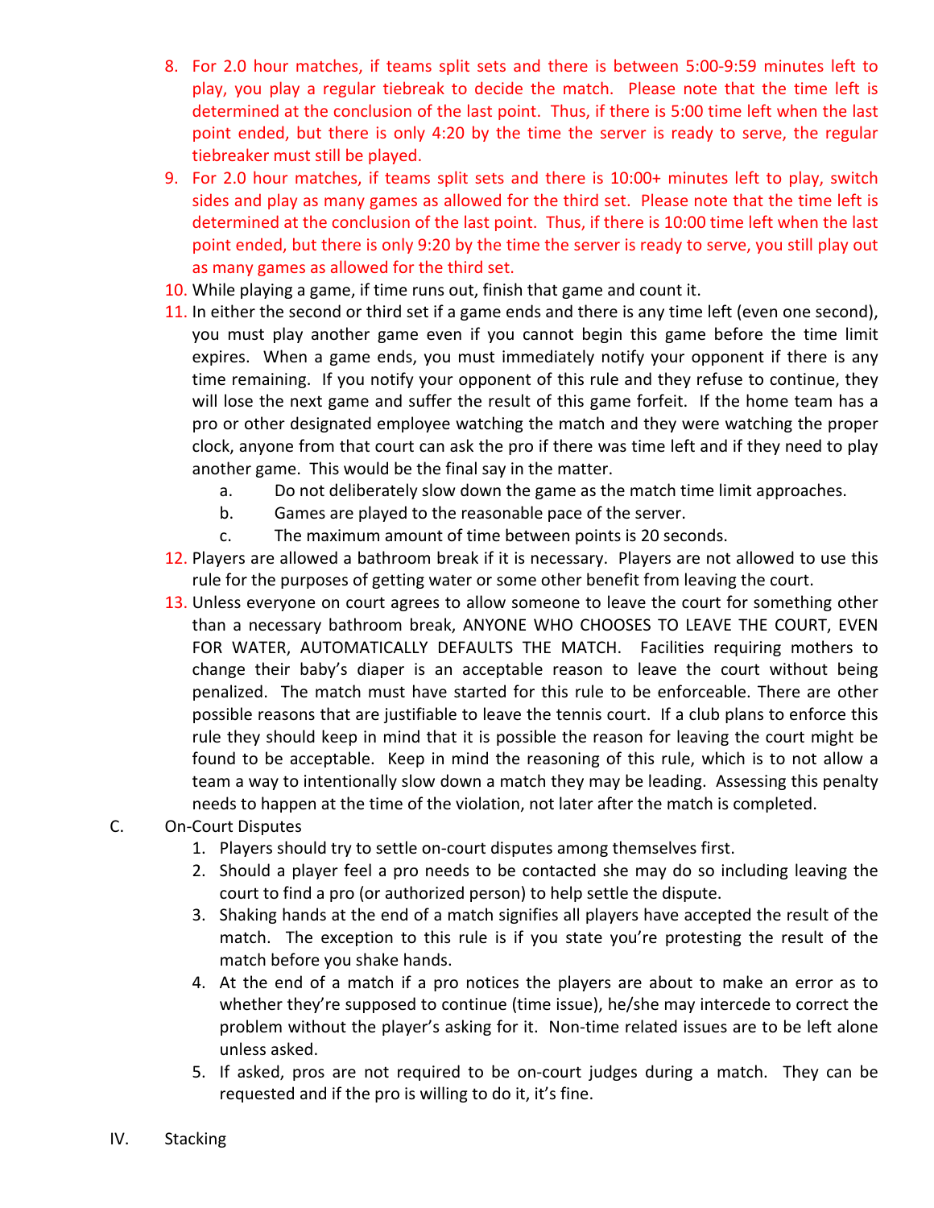8. For 2.0 hour matches, if teams split sets and there is between 5:00-9:59 minutes left to play, you play a regular tiebreak to decide the match. Please note that the time left is determined at the conclusion of the last point. Thus, if there is 5:00 time left when the last point ended, but there is only 4:20 by the time the server is ready to serve, the regular tiebreaker must still be played.
9. For 2.0 hour matches, if teams split sets and there is 10:00+ minutes left to play, switch sides and play as many games as allowed for the third set. Please note that the time left is determined at the conclusion of the last point. Thus, if there is 10:00 time left when the last point ended, but there is only 9:20 by the time the server is ready to serve, you still play out as many games as allowed for the third set.
10. While playing a game, if time runs out, finish that game and count it.
11. In either the second or third set if a game ends and there is any time left (even one second), you must play another game even if you cannot begin this game before the time limit expires. When a game ends, you must immediately notify your opponent if there is any time remaining. If you notify your opponent of this rule and they refuse to continue, they will lose the next game and suffer the result of this game forfeit. If the home team has a pro or other designated employee watching the match and they were watching the proper clock, anyone from that court can ask the pro if there was time left and if they need to play another game. This would be the final say in the matter.
    a. Do not deliberately slow down the game as the match time limit approaches.
    b. Games are played to the reasonable pace of the server.
    c. The maximum amount of time between points is 20 seconds.
12. Players are allowed a bathroom break if it is necessary. Players are not allowed to use this rule for the purposes of getting water or some other benefit from leaving the court.
13. Unless everyone on court agrees to allow someone to leave the court for something other than a necessary bathroom break, ANYONE WHO CHOOSES TO LEAVE THE COURT, EVEN FOR WATER, AUTOMATICALLY DEFAULTS THE MATCH. Facilities requiring mothers to change their baby's diaper is an acceptable reason to leave the court without being penalized. The match must have started for this rule to be enforceable. There are other possible reasons that are justifiable to leave the tennis court. If a club plans to enforce this rule they should keep in mind that it is possible the reason for leaving the court might be found to be acceptable. Keep in mind the reasoning of this rule, which is to not allow a team a way to intentionally slow down a match they may be leading. Assessing this penalty needs to happen at the time of the violation, not later after the match is completed.

C. On-Court Disputes

1. Players should try to settle on-court disputes among themselves first.
2. Should a player feel a pro needs to be contacted she may do so including leaving the court to find a pro (or authorized person) to help settle the dispute.
3. Shaking hands at the end of a match signifies all players have accepted the result of the match. The exception to this rule is if you state you're protesting the result of the match before you shake hands.
4. At the end of a match if a pro notices the players are about to make an error as to whether they're supposed to continue (time issue), he/she may intercede to correct the problem without the player's asking for it. Non-time related issues are to be left alone unless asked.
5. If asked, pros are not required to be on-court judges during a match. They can be requested and if the pro is willing to do it, it's fine.

IV. Stacking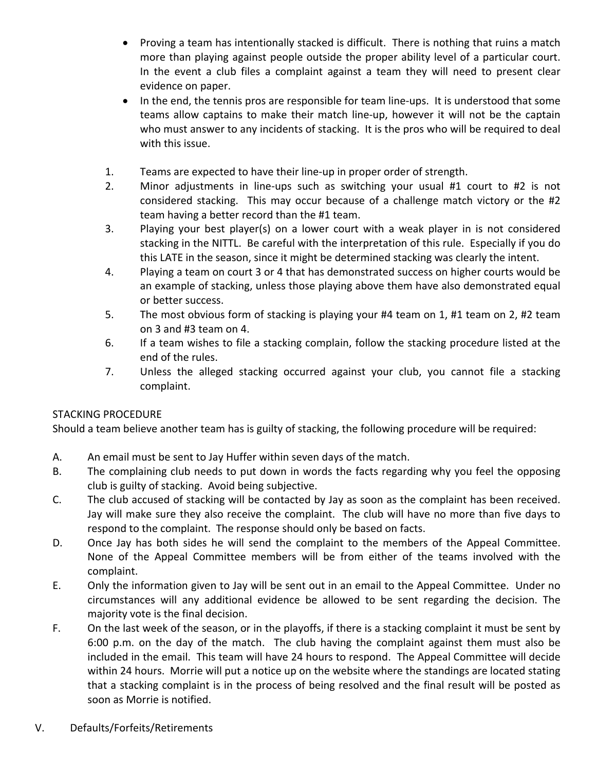- Proving a team has intentionally stacked is difficult. There is nothing that ruins a match more than playing against people outside the proper ability level of a particular court. In the event a club files a complaint against a team they will need to present clear evidence on paper.
- In the end, the tennis pros are responsible for team line-ups. It is understood that some teams allow captains to make their match line-up, however it will not be the captain who must answer to any incidents of stacking. It is the pros who will be required to deal with this issue.

1. Teams are expected to have their line-up in proper order of strength.
2. Minor adjustments in line-ups such as switching your usual #1 court to #2 is not considered stacking. This may occur because of a challenge match victory or the #2 team having a better record than the #1 team.
3. Playing your best player(s) on a lower court with a weak player in is not considered stacking in the NITTL. Be careful with the interpretation of this rule. Especially if you do this LATE in the season, since it might be determined stacking was clearly the intent.
4. Playing a team on court 3 or 4 that has demonstrated success on higher courts would be an example of stacking, unless those playing above them have also demonstrated equal or better success.
5. The most obvious form of stacking is playing your #4 team on 1, #1 team on 2, #2 team on 3 and #3 team on 4.
6. If a team wishes to file a stacking complain, follow the stacking procedure listed at the end of the rules.
7. Unless the alleged stacking occurred against your club, you cannot file a stacking complaint.

STACKING PROCEDURE

Should a team believe another team has is guilty of stacking, the following procedure will be required:

A. An email must be sent to Jay Huffer within seven days of the match.

B. The complaining club needs to put down in words the facts regarding why you feel the opposing club is guilty of stacking. Avoid being subjective.

C. The club accused of stacking will be contacted by Jay as soon as the complaint has been received. Jay will make sure they also receive the complaint. The club will have no more than five days to respond to the complaint. The response should only be based on facts.

D. Once Jay has both sides he will send the complaint to the members of the Appeal Committee. None of the Appeal Committee members will be from either of the teams involved with the complaint.

E. Only the information given to Jay will be sent out in an email to the Appeal Committee. Under no circumstances will any additional evidence be allowed to be sent regarding the decision. The majority vote is the final decision.

F. On the last week of the season, or in the playoffs, if there is a stacking complaint it must be sent by 6:00 p.m. on the day of the match. The club having the complaint against them must also be included in the email. This team will have 24 hours to respond. The Appeal Committee will decide within 24 hours. Morrie will put a notice up on the website where the standings are located stating that a stacking complaint is in the process of being resolved and the final result will be posted as soon as Morrie is notified.

## V. Defaults/Forfeits/Retirements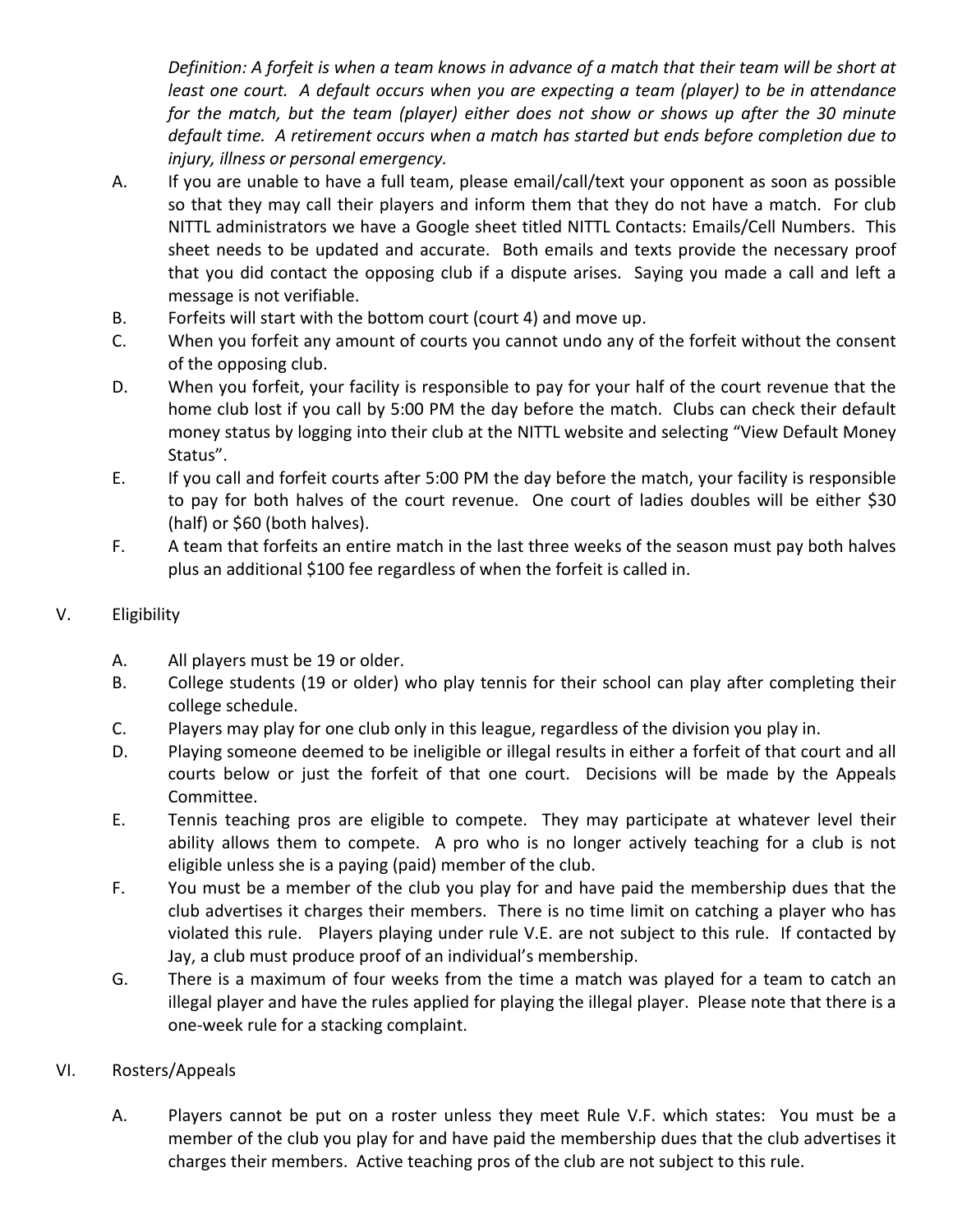*Definition: A forfeit is when a team knows in advance of a match that their team will be short at least one court. A default occurs when you are expecting a team (player) to be in attendance for the match, but the team (player) either does not show or shows up after the 30 minute default time. A retirement occurs when a match has started but ends before completion due to injury, illness or personal emergency.*

A. If you are unable to have a full team, please email/call/text your opponent as soon as possible so that they may call their players and inform them that they do not have a match. For club NITTL administrators we have a Google sheet titled NITTL Contacts: Emails/Cell Numbers. This sheet needs to be updated and accurate. Both emails and texts provide the necessary proof that you did contact the opposing club if a dispute arises. Saying you made a call and left a message is not verifiable.

B. Forfeits will start with the bottom court (court 4) and move up.

C. When you forfeit any amount of courts you cannot undo any of the forfeit without the consent of the opposing club.

D. When you forfeit, your facility is responsible to pay for your half of the court revenue that the home club lost if you call by 5:00 PM the day before the match. Clubs can check their default money status by logging into their club at the NITTL website and selecting "View Default Money Status".

E. If you call and forfeit courts after 5:00 PM the day before the match, your facility is responsible to pay for both halves of the court revenue. One court of ladies doubles will be either $30 (half) or $60 (both halves).

F. A team that forfeits an entire match in the last three weeks of the season must pay both halves plus an additional $100 fee regardless of when the forfeit is called in.

## V. Eligibility

A. All players must be 19 or older.

B. College students (19 or older) who play tennis for their school can play after completing their college schedule.

C. Players may play for one club only in this league, regardless of the division you play in.

D. Playing someone deemed to be ineligible or illegal results in either a forfeit of that court and all courts below or just the forfeit of that one court. Decisions will be made by the Appeals Committee.

E. Tennis teaching pros are eligible to compete. They may participate at whatever level their ability allows them to compete. A pro who is no longer actively teaching for a club is not eligible unless she is a paying (paid) member of the club.

F. You must be a member of the club you play for and have paid the membership dues that the club advertises it charges their members. There is no time limit on catching a player who has violated this rule. Players playing under rule V.E. are not subject to this rule. If contacted by Jay, a club must produce proof of an individual's membership.

G. There is a maximum of four weeks from the time a match was played for a team to catch an illegal player and have the rules applied for playing the illegal player. Please note that there is a one-week rule for a stacking complaint.

## VI. Rosters/Appeals

A. Players cannot be put on a roster unless they meet Rule V.F. which states: You must be a member of the club you play for and have paid the membership dues that the club advertises it charges their members. Active teaching pros of the club are not subject to this rule.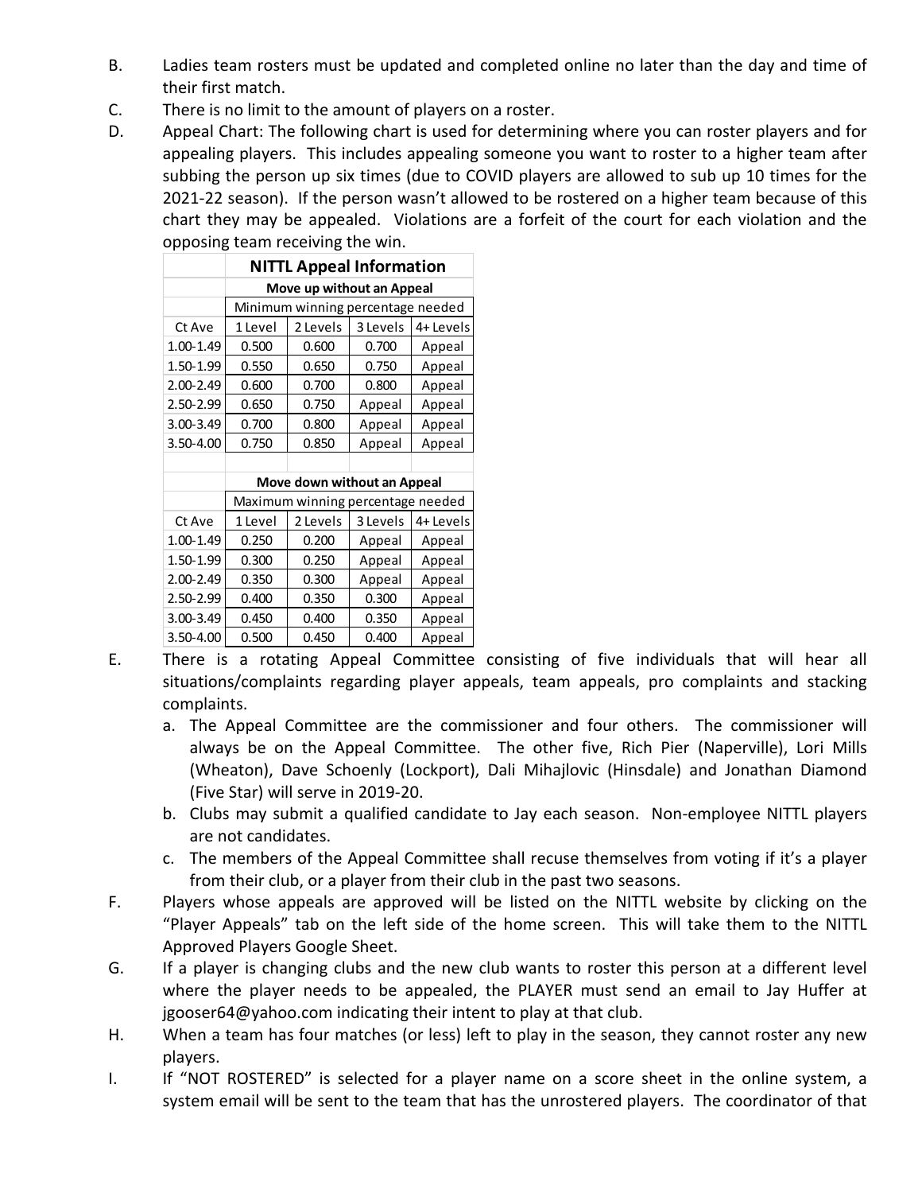B. Ladies team rosters must be updated and completed online no later than the day and time of their first match.

C. There is no limit to the amount of players on a roster.

D. Appeal Chart: The following chart is used for determining where you can roster players and for appealing players. This includes appealing someone you want to roster to a higher team after subbing the person up six times (due to COVID players are allowed to sub up 10 times for the 2021-22 season). If the person wasn't allowed to be rostered on a higher team because of this chart they may be appealed. Violations are a forfeit of the court for each violation and the opposing team receiving the win.

| | NITTL Appeal Information | | | |
|---|---|---|---|---|
| | Move up without an Appeal | | | |
| | Minimum winning percentage needed | | | |
| Ct Ave | 1 Level | 2 Levels | 3 Levels | 4+ Levels |
| 1.00-1.49 | 0.500 | 0.600 | 0.700 | Appeal |
| 1.50-1.99 | 0.550 | 0.650 | 0.750 | Appeal |
| 2.00-2.49 | 0.600 | 0.700 | 0.800 | Appeal |
| 2.50-2.99 | 0.650 | 0.750 | Appeal | Appeal |
| 3.00-3.49 | 0.700 | 0.800 | Appeal | Appeal |
| 3.50-4.00 | 0.750 | 0.850 | Appeal | Appeal |
| | | | | |
| | Move down without an Appeal | | | |
| | Maximum winning percentage needed | | | |
| Ct Ave | 1 Level | 2 Levels | 3 Levels | 4+ Levels |
| 1.00-1.49 | 0.250 | 0.200 | Appeal | Appeal |
| 1.50-1.99 | 0.300 | 0.250 | Appeal | Appeal |
| 2.00-2.49 | 0.350 | 0.300 | Appeal | Appeal |
| 2.50-2.99 | 0.400 | 0.350 | 0.300 | Appeal |
| 3.00-3.49 | 0.450 | 0.400 | 0.350 | Appeal |
| 3.50-4.00 | 0.500 | 0.450 | 0.400 | Appeal |

E. There is a rotating Appeal Committee consisting of five individuals that will hear all situations/complaints regarding player appeals, team appeals, pro complaints and stacking complaints.

   a. The Appeal Committee are the commissioner and four others. The commissioner will always be on the Appeal Committee. The other five, Rich Pier (Naperville), Lori Mills (Wheaton), Dave Schoenly (Lockport), Dali Mihajlovic (Hinsdale) and Jonathan Diamond (Five Star) will serve in 2019-20.
   b. Clubs may submit a qualified candidate to Jay each season. Non-employee NITTL players are not candidates.
   c. The members of the Appeal Committee shall recuse themselves from voting if it's a player from their club, or a player from their club in the past two seasons.

F. Players whose appeals are approved will be listed on the NITTL website by clicking on the "Player Appeals" tab on the left side of the home screen. This will take them to the NITTL Approved Players Google Sheet.

G. If a player is changing clubs and the new club wants to roster this person at a different level where the player needs to be appealed, the PLAYER must send an email to Jay Huffer at jgooser64@yahoo.com indicating their intent to play at that club.

H. When a team has four matches (or less) left to play in the season, they cannot roster any new players.

I. If "NOT ROSTERED" is selected for a player name on a score sheet in the online system, a system email will be sent to the team that has the unrostered players. The coordinator of that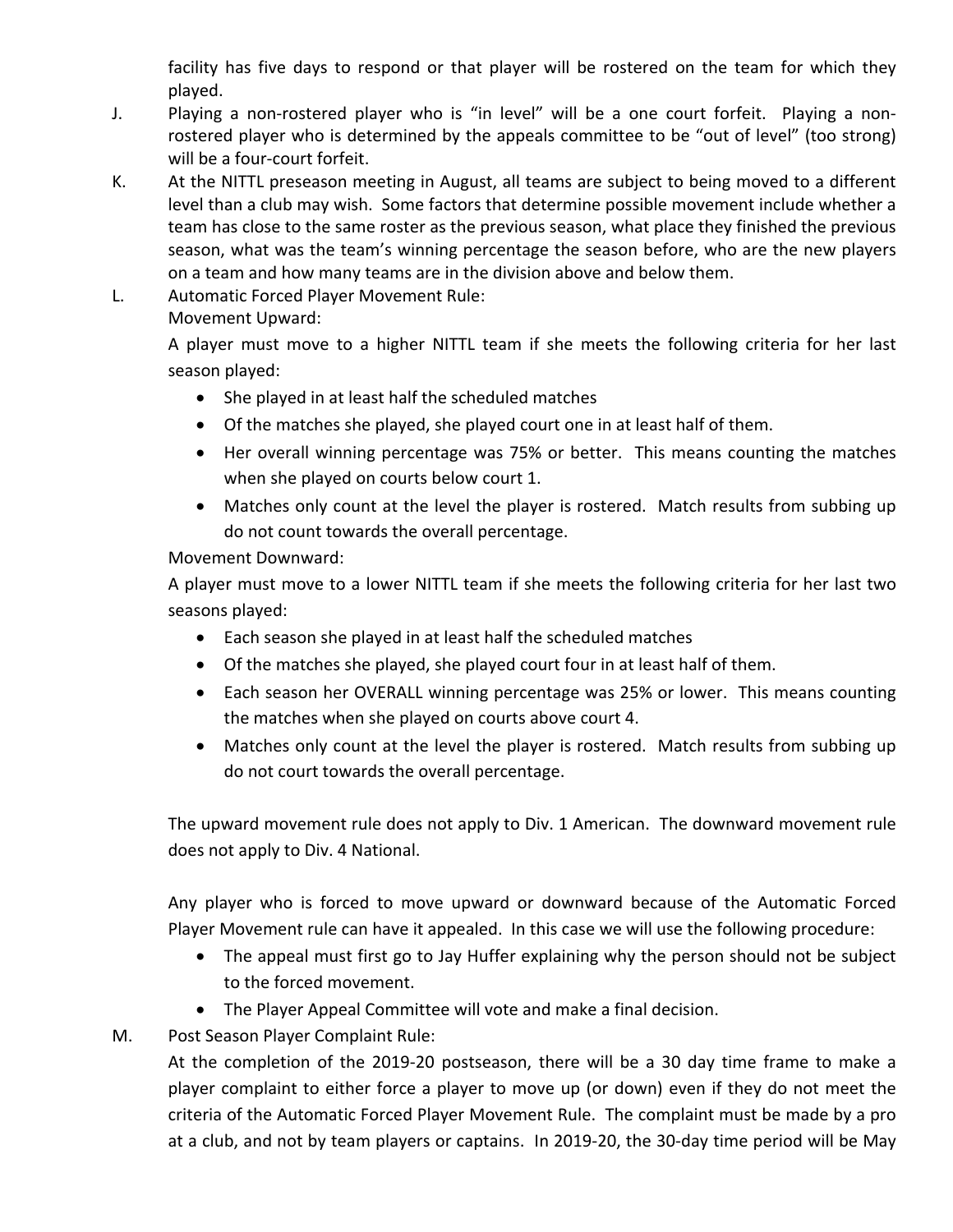facility has five days to respond or that player will be rostered on the team for which they played.

J. Playing a non-rostered player who is "in level" will be a one court forfeit. Playing a non-rostered player who is determined by the appeals committee to be "out of level" (too strong) will be a four-court forfeit.

K. At the NITTL preseason meeting in August, all teams are subject to being moved to a different level than a club may wish. Some factors that determine possible movement include whether a team has close to the same roster as the previous season, what place they finished the previous season, what was the team's winning percentage the season before, who are the new players on a team and how many teams are in the division above and below them.

L. Automatic Forced Player Movement Rule:

Movement Upward:

A player must move to a higher NITTL team if she meets the following criteria for her last season played:

- She played in at least half the scheduled matches
- Of the matches she played, she played court one in at least half of them.
- Her overall winning percentage was 75% or better. This means counting the matches when she played on courts below court 1.
- Matches only count at the level the player is rostered. Match results from subbing up do not count towards the overall percentage.

Movement Downward:

A player must move to a lower NITTL team if she meets the following criteria for her last two seasons played:

- Each season she played in at least half the scheduled matches
- Of the matches she played, she played court four in at least half of them.
- Each season her OVERALL winning percentage was 25% or lower. This means counting the matches when she played on courts above court 4.
- Matches only count at the level the player is rostered. Match results from subbing up do not court towards the overall percentage.

The upward movement rule does not apply to Div. 1 American. The downward movement rule does not apply to Div. 4 National.

Any player who is forced to move upward or downward because of the Automatic Forced Player Movement rule can have it appealed. In this case we will use the following procedure:

- The appeal must first go to Jay Huffer explaining why the person should not be subject to the forced movement.
- The Player Appeal Committee will vote and make a final decision.

M. Post Season Player Complaint Rule:

At the completion of the 2019-20 postseason, there will be a 30 day time frame to make a player complaint to either force a player to move up (or down) even if they do not meet the criteria of the Automatic Forced Player Movement Rule. The complaint must be made by a pro at a club, and not by team players or captains. In 2019-20, the 30-day time period will be May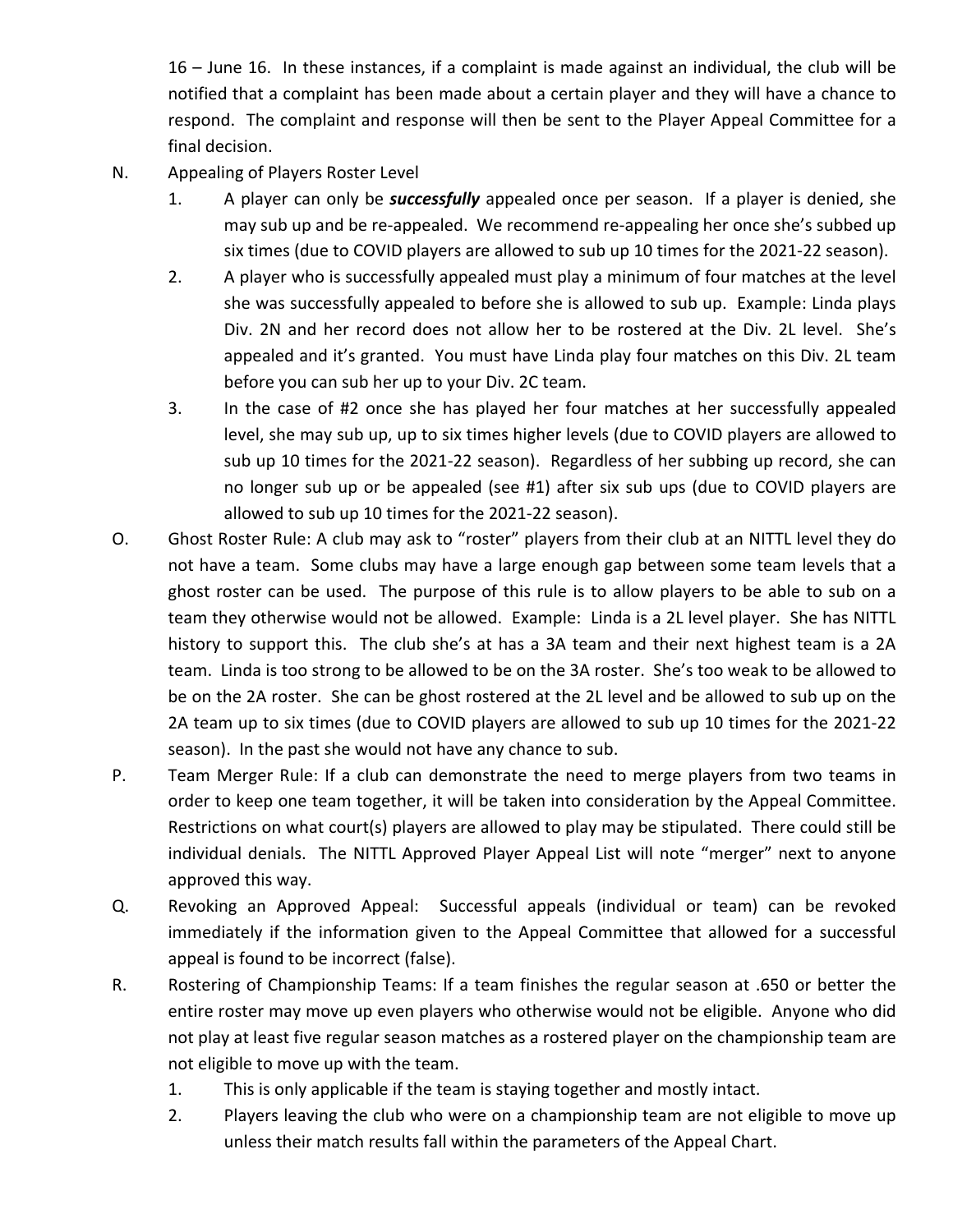16 – June 16. In these instances, if a complaint is made against an individual, the club will be notified that a complaint has been made about a certain player and they will have a chance to respond. The complaint and response will then be sent to the Player Appeal Committee for a final decision.

N. Appealing of Players Roster Level

1. A player can only be ***successfully*** appealed once per season. If a player is denied, she may sub up and be re-appealed. We recommend re-appealing her once she's subbed up six times (due to COVID players are allowed to sub up 10 times for the 2021-22 season).
2. A player who is successfully appealed must play a minimum of four matches at the level she was successfully appealed to before she is allowed to sub up. Example: Linda plays Div. 2N and her record does not allow her to be rostered at the Div. 2L level. She's appealed and it's granted. You must have Linda play four matches on this Div. 2L team before you can sub her up to your Div. 2C team.
3. In the case of #2 once she has played her four matches at her successfully appealed level, she may sub up, up to six times higher levels (due to COVID players are allowed to sub up 10 times for the 2021-22 season). Regardless of her subbing up record, she can no longer sub up or be appealed (see #1) after six sub ups (due to COVID players are allowed to sub up 10 times for the 2021-22 season).

O. Ghost Roster Rule: A club may ask to "roster" players from their club at an NITTL level they do not have a team. Some clubs may have a large enough gap between some team levels that a ghost roster can be used. The purpose of this rule is to allow players to be able to sub on a team they otherwise would not be allowed. Example: Linda is a 2L level player. She has NITTL history to support this. The club she's at has a 3A team and their next highest team is a 2A team. Linda is too strong to be allowed to be on the 3A roster. She's too weak to be allowed to be on the 2A roster. She can be ghost rostered at the 2L level and be allowed to sub up on the 2A team up to six times (due to COVID players are allowed to sub up 10 times for the 2021-22 season). In the past she would not have any chance to sub.

P. Team Merger Rule: If a club can demonstrate the need to merge players from two teams in order to keep one team together, it will be taken into consideration by the Appeal Committee. Restrictions on what court(s) players are allowed to play may be stipulated. There could still be individual denials. The NITTL Approved Player Appeal List will note "merger" next to anyone approved this way.

Q. Revoking an Approved Appeal: Successful appeals (individual or team) can be revoked immediately if the information given to the Appeal Committee that allowed for a successful appeal is found to be incorrect (false).

R. Rostering of Championship Teams: If a team finishes the regular season at .650 or better the entire roster may move up even players who otherwise would not be eligible. Anyone who did not play at least five regular season matches as a rostered player on the championship team are not eligible to move up with the team.

1. This is only applicable if the team is staying together and mostly intact.
2. Players leaving the club who were on a championship team are not eligible to move up unless their match results fall within the parameters of the Appeal Chart.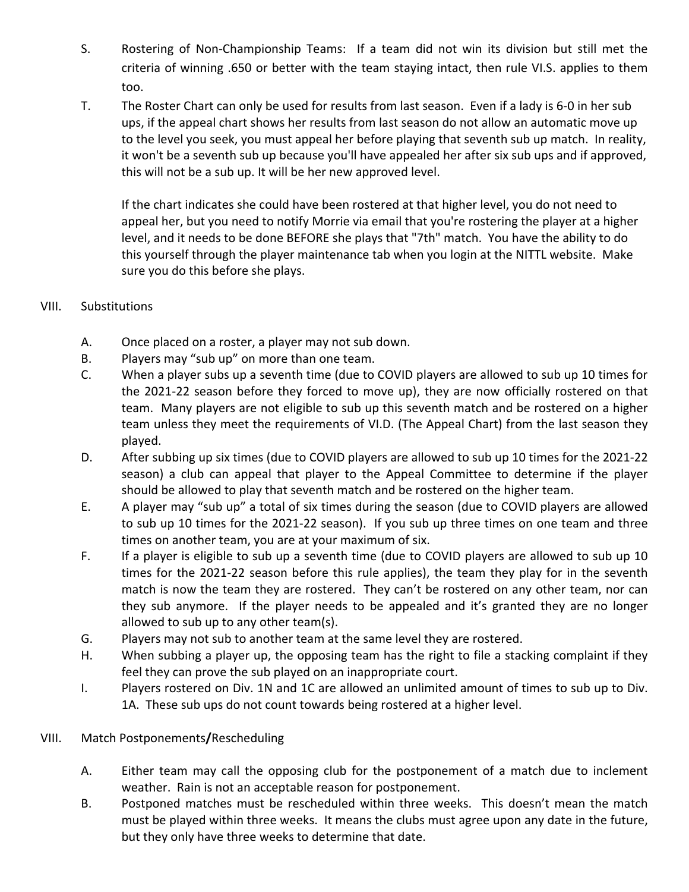S. Rostering of Non-Championship Teams: If a team did not win its division but still met the criteria of winning .650 or better with the team staying intact, then rule VI.S. applies to them too.

T. The Roster Chart can only be used for results from last season. Even if a lady is 6-0 in her sub ups, if the appeal chart shows her results from last season do not allow an automatic move up to the level you seek, you must appeal her before playing that seventh sub up match. In reality, it won't be a seventh sub up because you'll have appealed her after six sub ups and if approved, this will not be a sub up. It will be her new approved level.

   If the chart indicates she could have been rostered at that higher level, you do not need to appeal her, but you need to notify Morrie via email that you're rostering the player at a higher level, and it needs to be done BEFORE she plays that "7th" match. You have the ability to do this yourself through the player maintenance tab when you login at the NITTL website. Make sure you do this before she plays.

## VIII. Substitutions

A. Once placed on a roster, a player may not sub down.

B. Players may "sub up" on more than one team.

C. When a player subs up a seventh time (due to COVID players are allowed to sub up 10 times for the 2021-22 season before they forced to move up), they are now officially rostered on that team. Many players are not eligible to sub up this seventh match and be rostered on a higher team unless they meet the requirements of VI.D. (The Appeal Chart) from the last season they played.

D. After subbing up six times (due to COVID players are allowed to sub up 10 times for the 2021-22 season) a club can appeal that player to the Appeal Committee to determine if the player should be allowed to play that seventh match and be rostered on the higher team.

E. A player may "sub up" a total of six times during the season (due to COVID players are allowed to sub up 10 times for the 2021-22 season). If you sub up three times on one team and three times on another team, you are at your maximum of six.

F. If a player is eligible to sub up a seventh time (due to COVID players are allowed to sub up 10 times for the 2021-22 season before this rule applies), the team they play for in the seventh match is now the team they are rostered. They can't be rostered on any other team, nor can they sub anymore. If the player needs to be appealed and it's granted they are no longer allowed to sub up to any other team(s).

G. Players may not sub to another team at the same level they are rostered.

H. When subbing a player up, the opposing team has the right to file a stacking complaint if they feel they can prove the sub played on an inappropriate court.

I. Players rostered on Div. 1N and 1C are allowed an unlimited amount of times to sub up to Div. 1A. These sub ups do not count towards being rostered at a higher level.

## VIII. Match Postponements/Rescheduling

A. Either team may call the opposing club for the postponement of a match due to inclement weather. Rain is not an acceptable reason for postponement.

B. Postponed matches must be rescheduled within three weeks. This doesn't mean the match must be played within three weeks. It means the clubs must agree upon any date in the future, but they only have three weeks to determine that date.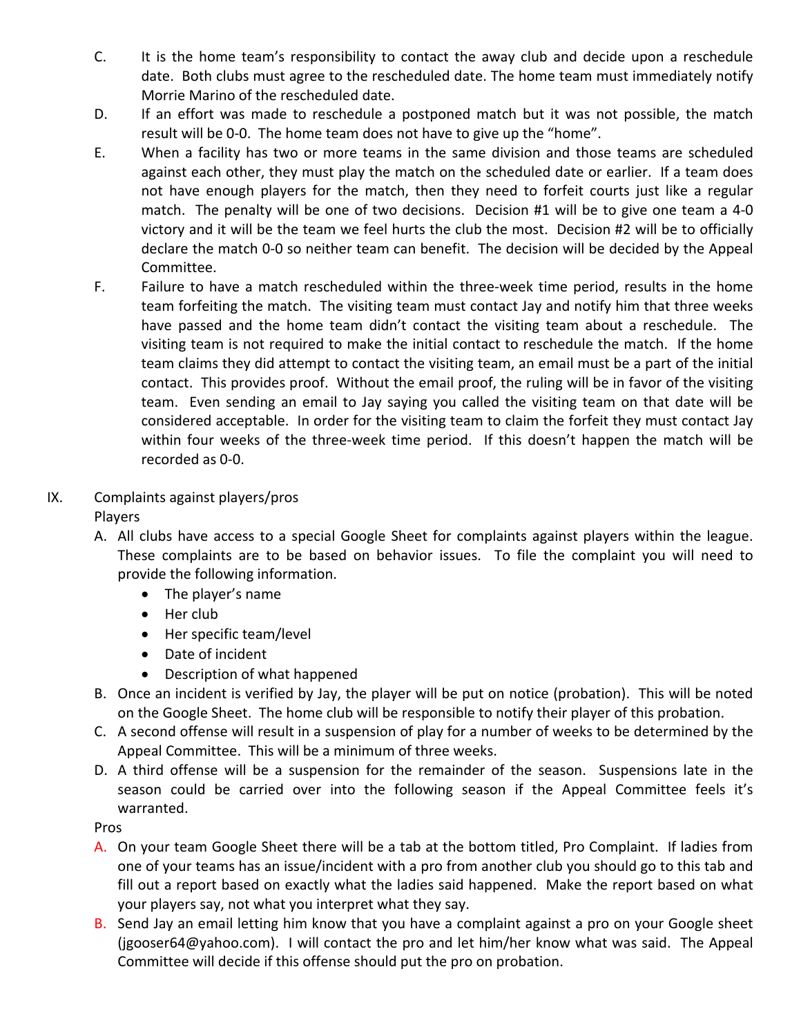C. It is the home team's responsibility to contact the away club and decide upon a reschedule date. Both clubs must agree to the rescheduled date. The home team must immediately notify Morrie Marino of the rescheduled date.

D. If an effort was made to reschedule a postponed match but it was not possible, the match result will be 0-0. The home team does not have to give up the "home".

E. When a facility has two or more teams in the same division and those teams are scheduled against each other, they must play the match on the scheduled date or earlier. If a team does not have enough players for the match, then they need to forfeit courts just like a regular match. The penalty will be one of two decisions. Decision #1 will be to give one team a 4-0 victory and it will be the team we feel hurts the club the most. Decision #2 will be to officially declare the match 0-0 so neither team can benefit. The decision will be decided by the Appeal Committee.

F. Failure to have a match rescheduled within the three-week time period, results in the home team forfeiting the match. The visiting team must contact Jay and notify him that three weeks have passed and the home team didn't contact the visiting team about a reschedule. The visiting team is not required to make the initial contact to reschedule the match. If the home team claims they did attempt to contact the visiting team, an email must be a part of the initial contact. This provides proof. Without the email proof, the ruling will be in favor of the visiting team. Even sending an email to Jay saying you called the visiting team on that date will be considered acceptable. In order for the visiting team to claim the forfeit they must contact Jay within four weeks of the three-week time period. If this doesn't happen the match will be recorded as 0-0.

## IX. Complaints against players/pros

Players

A. All clubs have access to a special Google Sheet for complaints against players within the league. These complaints are to be based on behavior issues. To file the complaint you will need to provide the following information.
   - The player's name
   - Her club
   - Her specific team/level
   - Date of incident
   - Description of what happened

B. Once an incident is verified by Jay, the player will be put on notice (probation). This will be noted on the Google Sheet. The home club will be responsible to notify their player of this probation.

C. A second offense will result in a suspension of play for a number of weeks to be determined by the Appeal Committee. This will be a minimum of three weeks.

D. A third offense will be a suspension for the remainder of the season. Suspensions late in the season could be carried over into the following season if the Appeal Committee feels it's warranted.

Pros

A. On your team Google Sheet there will be a tab at the bottom titled, Pro Complaint. If ladies from one of your teams has an issue/incident with a pro from another club you should go to this tab and fill out a report based on exactly what the ladies said happened. Make the report based on what your players say, not what you interpret what they say.

B. Send Jay an email letting him know that you have a complaint against a pro on your Google sheet (jgooser64@yahoo.com). I will contact the pro and let him/her know what was said. The Appeal Committee will decide if this offense should put the pro on probation.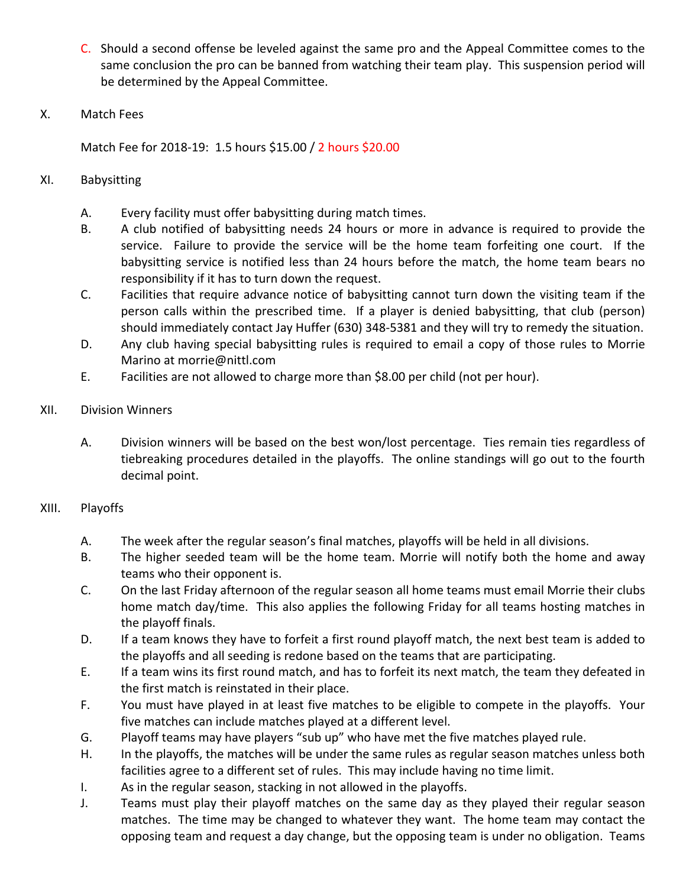C. Should a second offense be leveled against the same pro and the Appeal Committee comes to the same conclusion the pro can be banned from watching their team play. This suspension period will be determined by the Appeal Committee.

## X. Match Fees

Match Fee for 2018-19: 1.5 hours $15.00 / 2 hours $20.00

## XI. Babysitting

A. Every facility must offer babysitting during match times.

B. A club notified of babysitting needs 24 hours or more in advance is required to provide the service. Failure to provide the service will be the home team forfeiting one court. If the babysitting service is notified less than 24 hours before the match, the home team bears no responsibility if it has to turn down the request.

C. Facilities that require advance notice of babysitting cannot turn down the visiting team if the person calls within the prescribed time. If a player is denied babysitting, that club (person) should immediately contact Jay Huffer (630) 348-5381 and they will try to remedy the situation.

D. Any club having special babysitting rules is required to email a copy of those rules to Morrie Marino at morrie@nittl.com

E. Facilities are not allowed to charge more than $8.00 per child (not per hour).

## XII. Division Winners

A. Division winners will be based on the best won/lost percentage. Ties remain ties regardless of tiebreaking procedures detailed in the playoffs. The online standings will go out to the fourth decimal point.

## XIII. Playoffs

A. The week after the regular season's final matches, playoffs will be held in all divisions.

B. The higher seeded team will be the home team. Morrie will notify both the home and away teams who their opponent is.

C. On the last Friday afternoon of the regular season all home teams must email Morrie their clubs home match day/time. This also applies the following Friday for all teams hosting matches in the playoff finals.

D. If a team knows they have to forfeit a first round playoff match, the next best team is added to the playoffs and all seeding is redone based on the teams that are participating.

E. If a team wins its first round match, and has to forfeit its next match, the team they defeated in the first match is reinstated in their place.

F. You must have played in at least five matches to be eligible to compete in the playoffs. Your five matches can include matches played at a different level.

G. Playoff teams may have players "sub up" who have met the five matches played rule.

H. In the playoffs, the matches will be under the same rules as regular season matches unless both facilities agree to a different set of rules. This may include having no time limit.

I. As in the regular season, stacking in not allowed in the playoffs.

J. Teams must play their playoff matches on the same day as they played their regular season matches. The time may be changed to whatever they want. The home team may contact the opposing team and request a day change, but the opposing team is under no obligation. Teams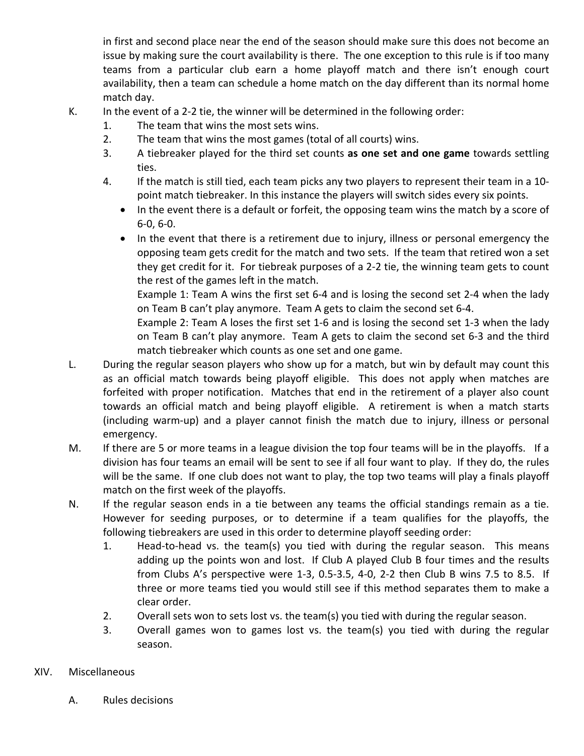in first and second place near the end of the season should make sure this does not become an issue by making sure the court availability is there. The one exception to this rule is if too many teams from a particular club earn a home playoff match and there isn't enough court availability, then a team can schedule a home match on the day different than its normal home match day.

K. In the event of a 2-2 tie, the winner will be determined in the following order:
   1. The team that wins the most sets wins.
   2. The team that wins the most games (total of all courts) wins.
   3. A tiebreaker played for the third set counts **as one set and one game** towards settling ties.
   4. If the match is still tied, each team picks any two players to represent their team in a 10-point match tiebreaker. In this instance the players will switch sides every six points.
      - In the event there is a default or forfeit, the opposing team wins the match by a score of 6-0, 6-0.
      - In the event that there is a retirement due to injury, illness or personal emergency the opposing team gets credit for the match and two sets. If the team that retired won a set they get credit for it. For tiebreak purposes of a 2-2 tie, the winning team gets to count the rest of the games left in the match.

        Example 1: Team A wins the first set 6-4 and is losing the second set 2-4 when the lady on Team B can't play anymore. Team A gets to claim the second set 6-4.

        Example 2: Team A loses the first set 1-6 and is losing the second set 1-3 when the lady on Team B can't play anymore. Team A gets to claim the second set 6-3 and the third match tiebreaker which counts as one set and one game.

L. During the regular season players who show up for a match, but win by default may count this as an official match towards being playoff eligible. This does not apply when matches are forfeited with proper notification. Matches that end in the retirement of a player also count towards an official match and being playoff eligible. A retirement is when a match starts (including warm-up) and a player cannot finish the match due to injury, illness or personal emergency.

M. If there are 5 or more teams in a league division the top four teams will be in the playoffs. If a division has four teams an email will be sent to see if all four want to play. If they do, the rules will be the same. If one club does not want to play, the top two teams will play a finals playoff match on the first week of the playoffs.

N. If the regular season ends in a tie between any teams the official standings remain as a tie. However for seeding purposes, or to determine if a team qualifies for the playoffs, the following tiebreakers are used in this order to determine playoff seeding order:
   1. Head-to-head vs. the team(s) you tied with during the regular season. This means adding up the points won and lost. If Club A played Club B four times and the results from Clubs A's perspective were 1-3, 0.5-3.5, 4-0, 2-2 then Club B wins 7.5 to 8.5. If three or more teams tied you would still see if this method separates them to make a clear order.
   2. Overall sets won to sets lost vs. the team(s) you tied with during the regular season.
   3. Overall games won to games lost vs. the team(s) you tied with during the regular season.

## XIV. Miscellaneous

A. Rules decisions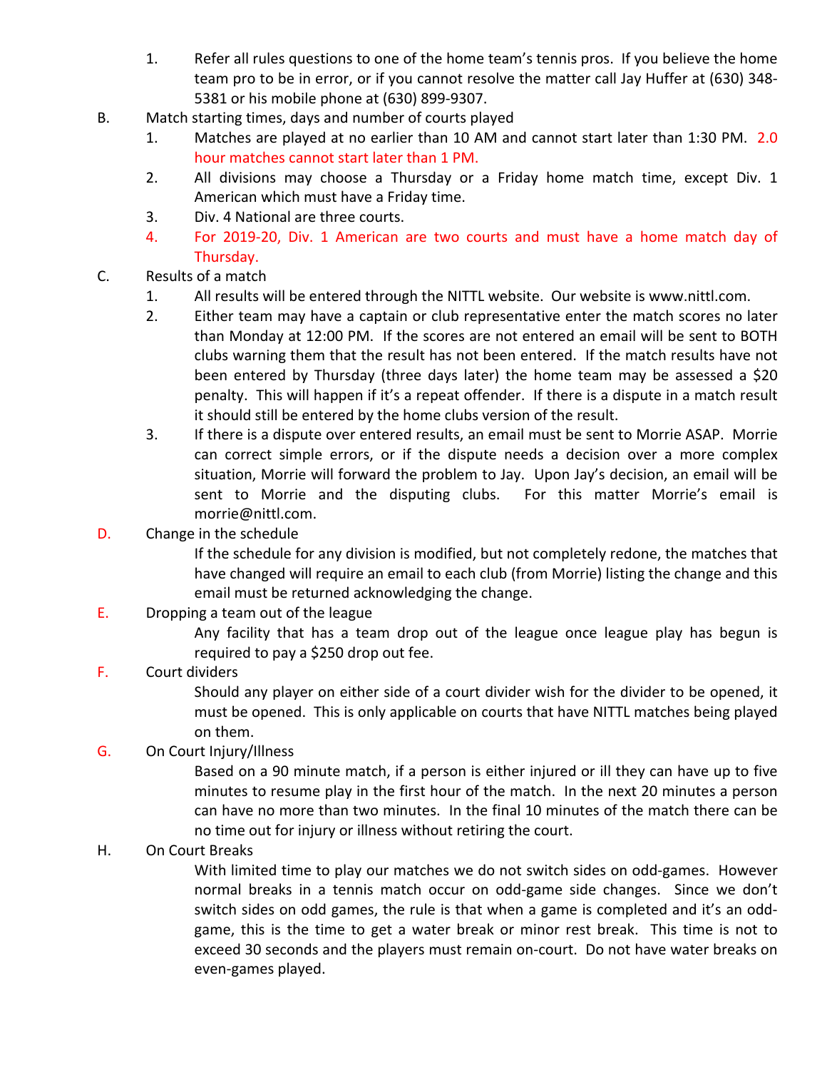1. Refer all rules questions to one of the home team's tennis pros. If you believe the home team pro to be in error, or if you cannot resolve the matter call Jay Huffer at (630) 348-5381 or his mobile phone at (630) 899-9307.

B. Match starting times, days and number of courts played

1. Matches are played at no earlier than 10 AM and cannot start later than 1:30 PM. 2.0 hour matches cannot start later than 1 PM.
2. All divisions may choose a Thursday or a Friday home match time, except Div. 1 American which must have a Friday time.
3. Div. 4 National are three courts.
4. For 2019-20, Div. 1 American are two courts and must have a home match day of Thursday.

C. Results of a match

1. All results will be entered through the NITTL website. Our website is www.nittl.com.
2. Either team may have a captain or club representative enter the match scores no later than Monday at 12:00 PM. If the scores are not entered an email will be sent to BOTH clubs warning them that the result has not been entered. If the match results have not been entered by Thursday (three days later) the home team may be assessed a $20 penalty. This will happen if it's a repeat offender. If there is a dispute in a match result it should still be entered by the home clubs version of the result.
3. If there is a dispute over entered results, an email must be sent to Morrie ASAP. Morrie can correct simple errors, or if the dispute needs a decision over a more complex situation, Morrie will forward the problem to Jay. Upon Jay's decision, an email will be sent to Morrie and the disputing clubs. For this matter Morrie's email is morrie@nittl.com.

D. Change in the schedule

If the schedule for any division is modified, but not completely redone, the matches that have changed will require an email to each club (from Morrie) listing the change and this email must be returned acknowledging the change.

E. Dropping a team out of the league

Any facility that has a team drop out of the league once league play has begun is required to pay a $250 drop out fee.

F. Court dividers

Should any player on either side of a court divider wish for the divider to be opened, it must be opened. This is only applicable on courts that have NITTL matches being played on them.

G. On Court Injury/Illness

Based on a 90 minute match, if a person is either injured or ill they can have up to five minutes to resume play in the first hour of the match. In the next 20 minutes a person can have no more than two minutes. In the final 10 minutes of the match there can be no time out for injury or illness without retiring the court.

H. On Court Breaks

With limited time to play our matches we do not switch sides on odd-games. However normal breaks in a tennis match occur on odd-game side changes. Since we don't switch sides on odd games, the rule is that when a game is completed and it's an odd-game, this is the time to get a water break or minor rest break. This time is not to exceed 30 seconds and the players must remain on-court. Do not have water breaks on even-games played.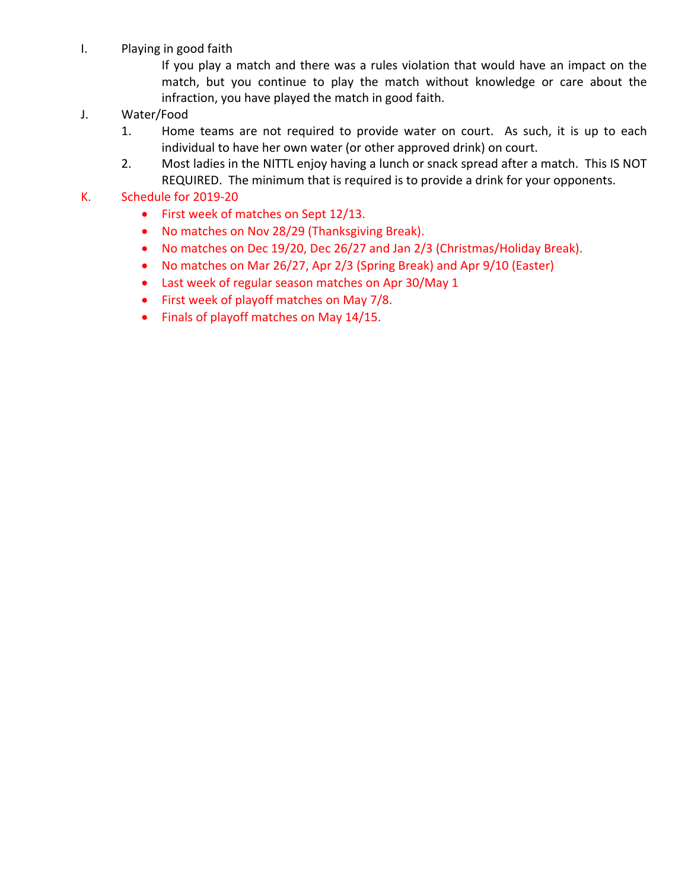I. Playing in good faith

   If you play a match and there was a rules violation that would have an impact on the match, but you continue to play the match without knowledge or care about the infraction, you have played the match in good faith.

J. Water/Food

   1. Home teams are not required to provide water on court. As such, it is up to each individual to have her own water (or other approved drink) on court.
   2. Most ladies in the NITTL enjoy having a lunch or snack spread after a match. This IS NOT REQUIRED. The minimum that is required is to provide a drink for your opponents.

K. Schedule for 2019-20

   - First week of matches on Sept 12/13.
   - No matches on Nov 28/29 (Thanksgiving Break).
   - No matches on Dec 19/20, Dec 26/27 and Jan 2/3 (Christmas/Holiday Break).
   - No matches on Mar 26/27, Apr 2/3 (Spring Break) and Apr 9/10 (Easter)
   - Last week of regular season matches on Apr 30/May 1
   - First week of playoff matches on May 7/8.
   - Finals of playoff matches on May 14/15.